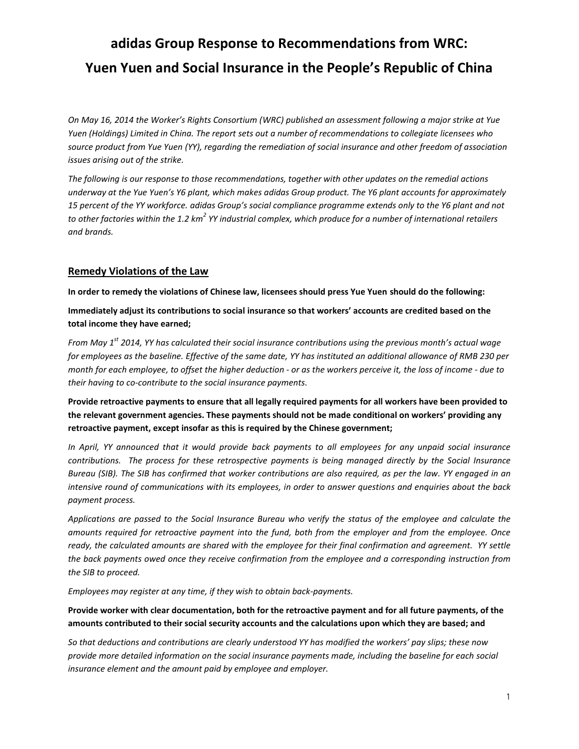# adidas Group Response to Recommendations from WRC: Yuen Yuen and Social Insurance in the People's Republic of China

*On May 16, 2014 the Worker's Rights Consortium (WRC) published an assessment following a major strike at Yue Yuen (Holdings) Limited in China. The report sets out a number of recommendations to collegiate licensees who source product from Yue Yuen (YY), regarding the remediation of social insurance and other freedom of association issues arising out of the strike.*

*The following is our response to those recommendations, together with other updates on the remedial actions underway at the Yue Yuen's Y6 plant, which makes adidas Group product. The Y6 plant accounts for approximately 15 percent of the YY workforce. adidas Group's social compliance programme extends only to the Y6 plant and not to other factories within the 1.2 km² YY industrial complex, which produce for a number of international retailers and brands.*

## Remedy Violations of the Law

**In order to remedy the violations of Chinese law, licensees should press Yue Yuen should do the following:**

**Immediately adjust its contributions to social insurance so that workers' accounts are credited based on the total income they have earned;**

*From May 1st 2014, YY has calculated their social insurance contributions using the previous month's actual wage for employees as the baseline. Effective of the same date, YY has instituted an additional allowance of RMB 230 per month for each employee, to offset the higher deduction - or as the workers perceive it, the loss of income - due to their having to co-contribute to the social insurance payments.*

**Provide retroactive payments to ensure that all legally required payments for all workers have been provided to the relevant government agencies. These payments should not be made conditional on workers' providing any retroactive payment, except insofar as this is required by the Chinese government;**

*In April, YY announced that it would provide back payments to all employees for any unpaid social insurance contributions. The process for these retrospective payments is being managed directly by the Social Insurance Bureau (SIB). The SIB has confirmed that worker contributions are also required, as per the law. YY engaged in an intensive round of communications with its employees, in order to answer questions and enquiries about the back payment process.*

*Applications are passed to the Social Insurance Bureau who verify the status of the employee and calculate the amounts required for retroactive payment into the fund, both from the employer and from the employee. Once ready, the calculated amounts are shared with the employee for their final confirmation and agreement. YY settle the back payments owed once they receive confirmation from the employee and a corresponding instruction from the SIB to proceed.*

*Employees may register at any time, if they wish to obtain back-payments.*

**Provide worker with clear documentation, both for the retroactive payment and for all future payments, of the amounts contributed to their social security accounts and the calculations upon which they are based; and**

*So that deductions and contributions are clearly understood YY has modified the workers' pay slips; these now provide more detailed information on the social insurance payments made, including the baseline for each social insurance element and the amount paid by employee and employer.*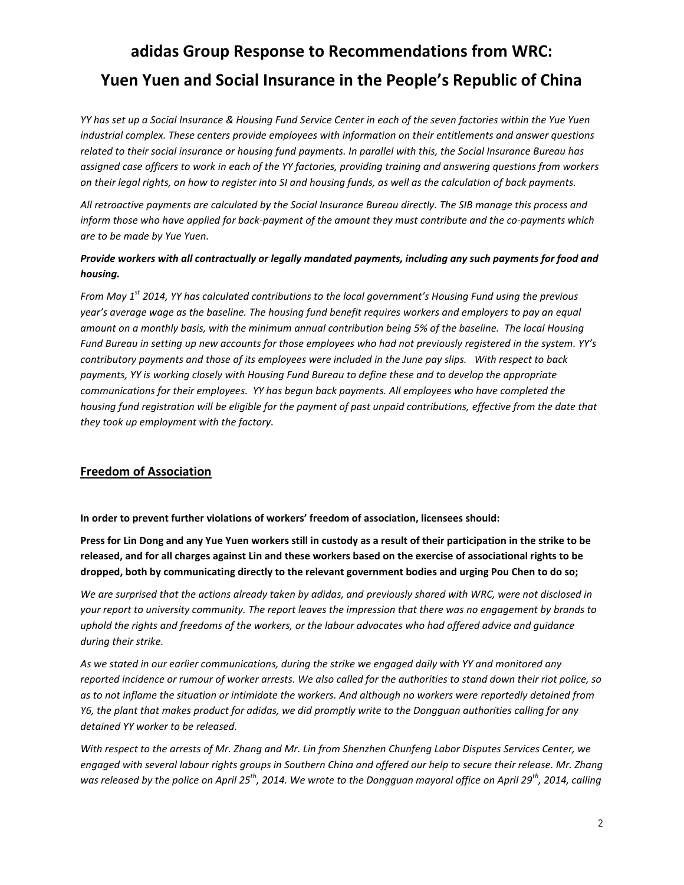# adidas Group Response to Recommendations from WRC:
# Yuen Yuen and Social Insurance in the People's Republic of China

*YY has set up a Social Insurance & Housing Fund Service Center in each of the seven factories within the Yue Yuen industrial complex. These centers provide employees with information on their entitlements and answer questions related to their social insurance or housing fund payments. In parallel with this, the Social Insurance Bureau has assigned case officers to work in each of the YY factories, providing training and answering questions from workers on their legal rights, on how to register into SI and housing funds, as well as the calculation of back payments.*

*All retroactive payments are calculated by the Social Insurance Bureau directly. The SIB manage this process and inform those who have applied for back-payment of the amount they must contribute and the co-payments which are to be made by Yue Yuen.*

***Provide workers with all contractually or legally mandated payments, including any such payments for food and housing.***

*From May 1st 2014, YY has calculated contributions to the local government's Housing Fund using the previous year's average wage as the baseline. The housing fund benefit requires workers and employers to pay an equal amount on a monthly basis, with the minimum annual contribution being 5% of the baseline. The local Housing Fund Bureau in setting up new accounts for those employees who had not previously registered in the system. YY's contributory payments and those of its employees were included in the June pay slips. With respect to back payments, YY is working closely with Housing Fund Bureau to define these and to develop the appropriate communications for their employees. YY has begun back payments. All employees who have completed the housing fund registration will be eligible for the payment of past unpaid contributions, effective from the date that they took up employment with the factory.*

## Freedom of Association

**In order to prevent further violations of workers' freedom of association, licensees should:**

**Press for Lin Dong and any Yue Yuen workers still in custody as a result of their participation in the strike to be released, and for all charges against Lin and these workers based on the exercise of associational rights to be dropped, both by communicating directly to the relevant government bodies and urging Pou Chen to do so;**

*We are surprised that the actions already taken by adidas, and previously shared with WRC, were not disclosed in your report to university community. The report leaves the impression that there was no engagement by brands to uphold the rights and freedoms of the workers, or the labour advocates who had offered advice and guidance during their strike.*

*As we stated in our earlier communications, during the strike we engaged daily with YY and monitored any reported incidence or rumour of worker arrests. We also called for the authorities to stand down their riot police, so as to not inflame the situation or intimidate the workers. And although no workers were reportedly detained from Y6, the plant that makes product for adidas, we did promptly write to the Dongguan authorities calling for any detained YY worker to be released.*

*With respect to the arrests of Mr. Zhang and Mr. Lin from Shenzhen Chunfeng Labor Disputes Services Center, we engaged with several labour rights groups in Southern China and offered our help to secure their release. Mr. Zhang was released by the police on April 25th, 2014. We wrote to the Dongguan mayoral office on April 29th, 2014, calling*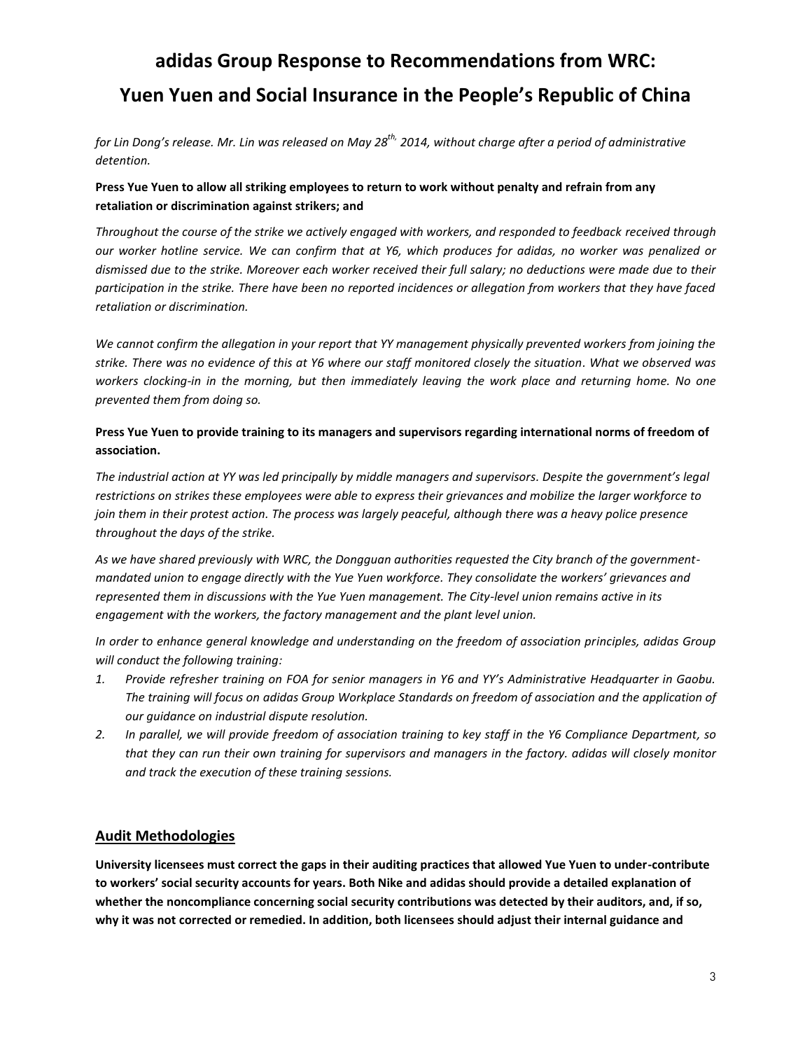*for Lin Dong's release. Mr. Lin was released on May 28th, 2014, without charge after a period of administrative detention.*

**Press Yue Yuen to allow all striking employees to return to work without penalty and refrain from any retaliation or discrimination against strikers; and**

*Throughout the course of the strike we actively engaged with workers, and responded to feedback received through our worker hotline service. We can confirm that at Y6, which produces for adidas, no worker was penalized or dismissed due to the strike. Moreover each worker received their full salary; no deductions were made due to their participation in the strike. There have been no reported incidences or allegation from workers that they have faced retaliation or discrimination.*

*We cannot confirm the allegation in your report that YY management physically prevented workers from joining the strike. There was no evidence of this at Y6 where our staff monitored closely the situation. What we observed was workers clocking-in in the morning, but then immediately leaving the work place and returning home. No one prevented them from doing so.*

**Press Yue Yuen to provide training to its managers and supervisors regarding international norms of freedom of association.**

*The industrial action at YY was led principally by middle managers and supervisors. Despite the government's legal restrictions on strikes these employees were able to express their grievances and mobilize the larger workforce to join them in their protest action. The process was largely peaceful, although there was a heavy police presence throughout the days of the strike.*

*As we have shared previously with WRC, the Dongguan authorities requested the City branch of the government-mandated union to engage directly with the Yue Yuen workforce. They consolidate the workers' grievances and represented them in discussions with the Yue Yuen management. The City-level union remains active in its engagement with the workers, the factory management and the plant level union.*

*In order to enhance general knowledge and understanding on the freedom of association principles, adidas Group will conduct the following training:*

1. *Provide refresher training on FOA for senior managers in Y6 and YY's Administrative Headquarter in Gaobu. The training will focus on adidas Group Workplace Standards on freedom of association and the application of our guidance on industrial dispute resolution.*
2. *In parallel, we will provide freedom of association training to key staff in the Y6 Compliance Department, so that they can run their own training for supervisors and managers in the factory. adidas will closely monitor and track the execution of these training sessions.*

## Audit Methodologies

**University licensees must correct the gaps in their auditing practices that allowed Yue Yuen to under-contribute to workers' social security accounts for years. Both Nike and adidas should provide a detailed explanation of whether the noncompliance concerning social security contributions was detected by their auditors, and, if so, why it was not corrected or remedied. In addition, both licensees should adjust their internal guidance and**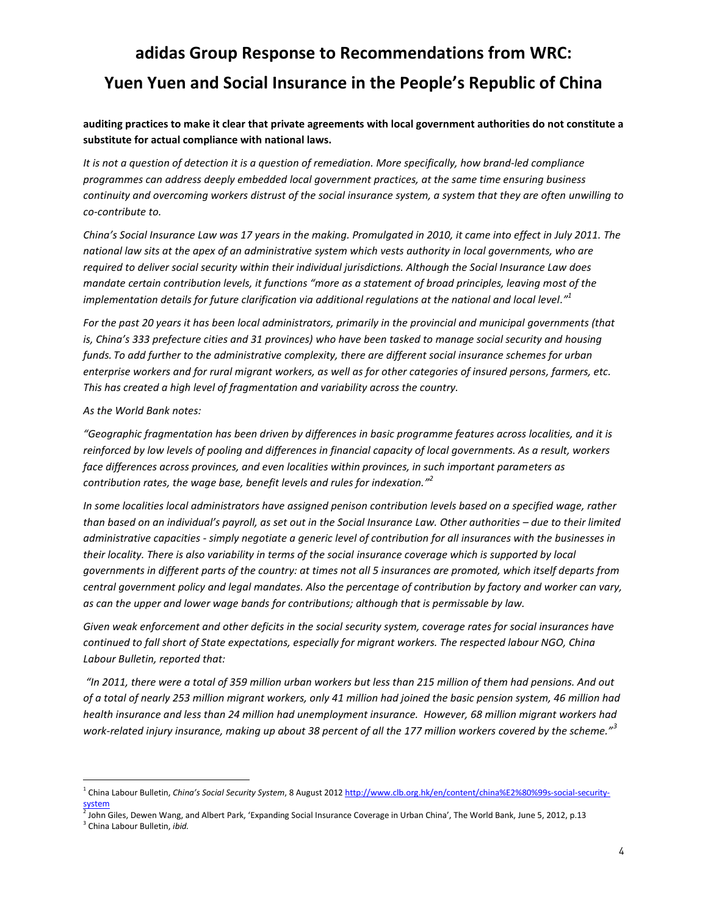**auditing practices to make it clear that private agreements with local government authorities do not constitute a substitute for actual compliance with national laws.**

*It is not a question of detection it is a question of remediation. More specifically, how brand-led compliance programmes can address deeply embedded local government practices, at the same time ensuring business continuity and overcoming workers distrust of the social insurance system, a system that they are often unwilling to co-contribute to.*

*China's Social Insurance Law was 17 years in the making. Promulgated in 2010, it came into effect in July 2011. The national law sits at the apex of an administrative system which vests authority in local governments, who are required to deliver social security within their individual jurisdictions. Although the Social Insurance Law does mandate certain contribution levels, it functions "more as a statement of broad principles, leaving most of the implementation details for future clarification via additional regulations at the national and local level."*[1]

*For the past 20 years it has been local administrators, primarily in the provincial and municipal governments (that is, China's 333 prefecture cities and 31 provinces) who have been tasked to manage social security and housing funds. To add further to the administrative complexity, there are different social insurance schemes for urban enterprise workers and for rural migrant workers, as well as for other categories of insured persons, farmers, etc. This has created a high level of fragmentation and variability across the country.*

*As the World Bank notes:*

*"Geographic fragmentation has been driven by differences in basic programme features across localities, and it is reinforced by low levels of pooling and differences in financial capacity of local governments. As a result, workers face differences across provinces, and even localities within provinces, in such important parameters as contribution rates, the wage base, benefit levels and rules for indexation."*[2]

*In some localities local administrators have assigned penison contribution levels based on a specified wage, rather than based on an individual's payroll, as set out in the Social Insurance Law. Other authorities – due to their limited administrative capacities - simply negotiate a generic level of contribution for all insurances with the businesses in their locality. There is also variability in terms of the social insurance coverage which is supported by local governments in different parts of the country: at times not all 5 insurances are promoted, which itself departs from central government policy and legal mandates. Also the percentage of contribution by factory and worker can vary, as can the upper and lower wage bands for contributions; although that is permissable by law.*

*Given weak enforcement and other deficits in the social security system, coverage rates for social insurances have continued to fall short of State expectations, especially for migrant workers. The respected labour NGO, China Labour Bulletin, reported that:*

*"In 2011, there were a total of 359 million urban workers but less than 215 million of them had pensions. And out of a total of nearly 253 million migrant workers, only 41 million had joined the basic pension system, 46 million had health insurance and less than 24 million had unemployment insurance. However, 68 million migrant workers had work-related injury insurance, making up about 38 percent of all the 177 million workers covered by the scheme."*[3]

---

[1] China Labour Bulletin, *China's Social Security System*, 8 August 2012 http://www.clb.org.hk/en/content/china%E2%80%99s-social-security-system

[2] John Giles, Dewen Wang, and Albert Park, 'Expanding Social Insurance Coverage in Urban China', The World Bank, June 5, 2012, p.13

[3] China Labour Bulletin, *ibid.*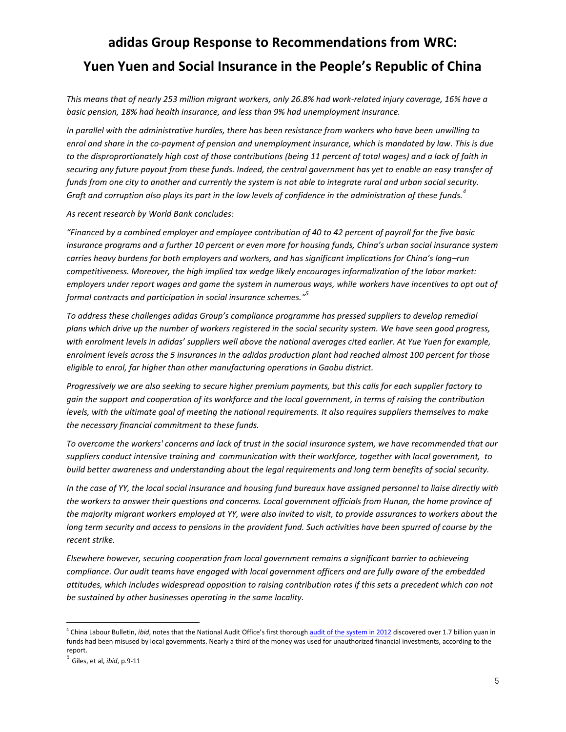# adidas Group Response to Recommendations from WRC: Yuen Yuen and Social Insurance in the People's Republic of China

*This means that of nearly 253 million migrant workers, only 26.8% had work-related injury coverage, 16% have a basic pension, 18% had health insurance, and less than 9% had unemployment insurance.*

*In parallel with the administrative hurdles, there has been resistance from workers who have been unwilling to enrol and share in the co-payment of pension and unemployment insurance, which is mandated by law. This is due to the disproprtionately high cost of those contributions (being 11 percent of total wages) and a lack of faith in securing any future payout from these funds. Indeed, the central government has yet to enable an easy transfer of funds from one city to another and currently the system is not able to integrate rural and urban social security. Graft and corruption also plays its part in the low levels of confidence in the administration of these funds.*[4]

*As recent research by World Bank concludes:*

*"Financed by a combined employer and employee contribution of 40 to 42 percent of payroll for the five basic insurance programs and a further 10 percent or even more for housing funds, China's urban social insurance system carries heavy burdens for both employers and workers, and has significant implications for China's long–run competitiveness. Moreover, the high implied tax wedge likely encourages informalization of the labor market: employers under report wages and game the system in numerous ways, while workers have incentives to opt out of formal contracts and participation in social insurance schemes."*[5]

*To address these challenges adidas Group's compliance programme has pressed suppliers to develop remedial plans which drive up the number of workers registered in the social security system. We have seen good progress, with enrolment levels in adidas' suppliers well above the national averages cited earlier. At Yue Yuen for example, enrolment levels across the 5 insurances in the adidas production plant had reached almost 100 percent for those eligible to enrol, far higher than other manufacturing operations in Gaobu district.*

*Progressively we are also seeking to secure higher premium payments, but this calls for each supplier factory to gain the support and cooperation of its workforce and the local government, in terms of raising the contribution levels, with the ultimate goal of meeting the national requirements. It also requires suppliers themselves to make the necessary financial commitment to these funds.*

*To overcome the workers' concerns and lack of trust in the social insurance system, we have recommended that our suppliers conduct intensive training and communication with their workforce, together with local government, to build better awareness and understanding about the legal requirements and long term benefits of social security.*

*In the case of YY, the local social insurance and housing fund bureaux have assigned personnel to liaise directly with the workers to answer their questions and concerns. Local government officials from Hunan, the home province of the majority migrant workers employed at YY, were also invited to visit, to provide assurances to workers about the long term security and access to pensions in the provident fund. Such activities have been spurred of course by the recent strike.*

*Elsewhere however, securing cooperation from local government remains a significant barrier to achieveing compliance. Our audit teams have engaged with local government officers and are fully aware of the embedded attitudes, which includes widespread opposition to raising contribution rates if this sets a precedent which can not be sustained by other businesses operating in the same locality.*

---

[4] China Labour Bulletin, *ibid*, notes that the National Audit Office's first thorough audit of the system in 2012 discovered over 1.7 billion yuan in funds had been misused by local governments. Nearly a third of the money was used for unauthorized financial investments, according to the report.

[5] Giles, et al, *ibid*, p.9-11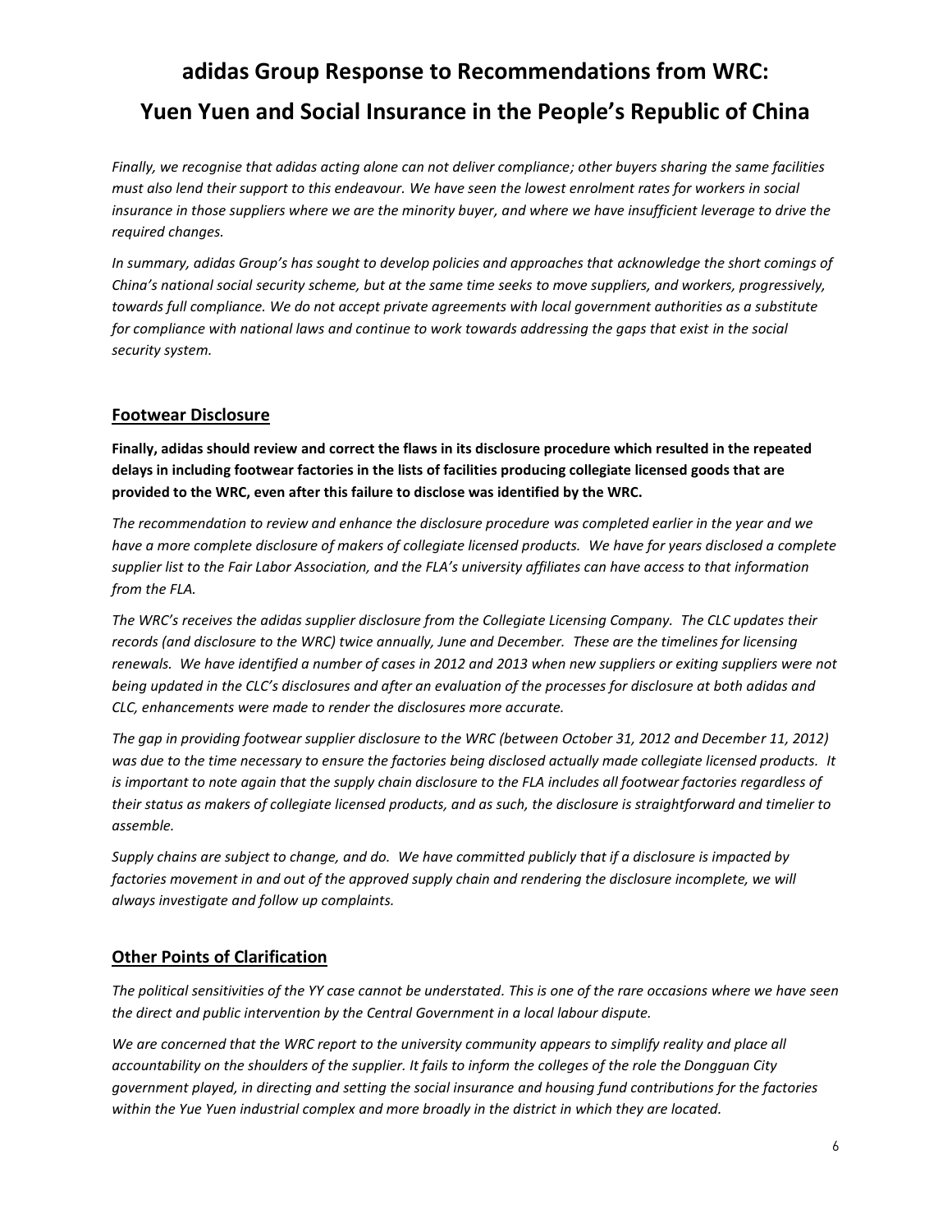# adidas Group Response to Recommendations from WRC:

# Yuen Yuen and Social Insurance in the People's Republic of China

*Finally, we recognise that adidas acting alone can not deliver compliance; other buyers sharing the same facilities must also lend their support to this endeavour. We have seen the lowest enrolment rates for workers in social insurance in those suppliers where we are the minority buyer, and where we have insufficient leverage to drive the required changes.*

*In summary, adidas Group's has sought to develop policies and approaches that acknowledge the short comings of China's national social security scheme, but at the same time seeks to move suppliers, and workers, progressively, towards full compliance. We do not accept private agreements with local government authorities as a substitute for compliance with national laws and continue to work towards addressing the gaps that exist in the social security system.*

## Footwear Disclosure

**Finally, adidas should review and correct the flaws in its disclosure procedure which resulted in the repeated delays in including footwear factories in the lists of facilities producing collegiate licensed goods that are provided to the WRC, even after this failure to disclose was identified by the WRC.**

*The recommendation to review and enhance the disclosure procedure was completed earlier in the year and we have a more complete disclosure of makers of collegiate licensed products. We have for years disclosed a complete supplier list to the Fair Labor Association, and the FLA's university affiliates can have access to that information from the FLA.*

*The WRC's receives the adidas supplier disclosure from the Collegiate Licensing Company. The CLC updates their records (and disclosure to the WRC) twice annually, June and December. These are the timelines for licensing renewals. We have identified a number of cases in 2012 and 2013 when new suppliers or exiting suppliers were not being updated in the CLC's disclosures and after an evaluation of the processes for disclosure at both adidas and CLC, enhancements were made to render the disclosures more accurate.*

*The gap in providing footwear supplier disclosure to the WRC (between October 31, 2012 and December 11, 2012) was due to the time necessary to ensure the factories being disclosed actually made collegiate licensed products. It is important to note again that the supply chain disclosure to the FLA includes all footwear factories regardless of their status as makers of collegiate licensed products, and as such, the disclosure is straightforward and timelier to assemble.*

*Supply chains are subject to change, and do. We have committed publicly that if a disclosure is impacted by factories movement in and out of the approved supply chain and rendering the disclosure incomplete, we will always investigate and follow up complaints.*

## Other Points of Clarification

*The political sensitivities of the YY case cannot be understated. This is one of the rare occasions where we have seen the direct and public intervention by the Central Government in a local labour dispute.*

*We are concerned that the WRC report to the university community appears to simplify reality and place all accountability on the shoulders of the supplier. It fails to inform the colleges of the role the Dongguan City government played, in directing and setting the social insurance and housing fund contributions for the factories within the Yue Yuen industrial complex and more broadly in the district in which they are located.*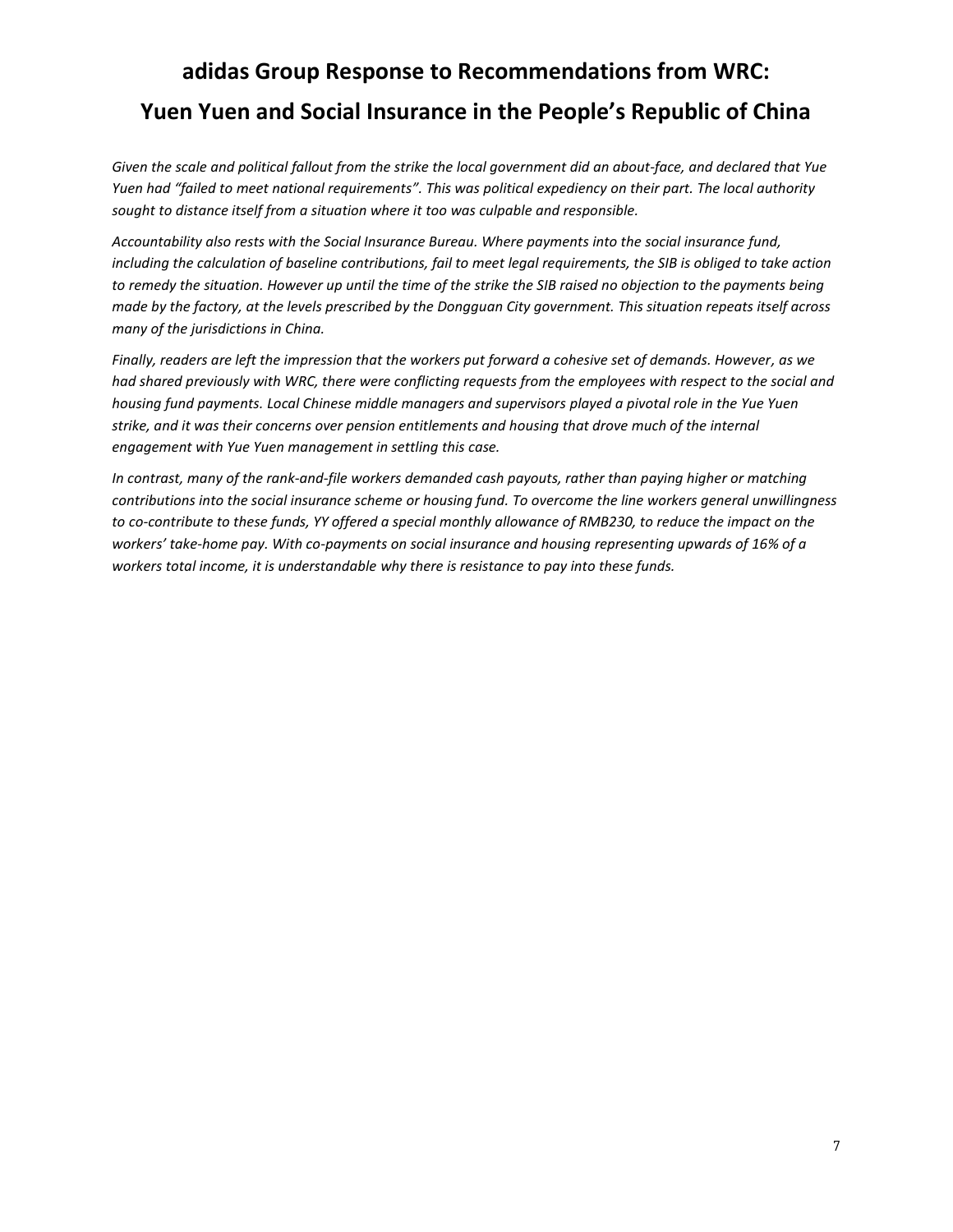# adidas Group Response to Recommendations from WRC:

# Yuen Yuen and Social Insurance in the People's Republic of China

*Given the scale and political fallout from the strike the local government did an about-face, and declared that Yue Yuen had "failed to meet national requirements". This was political expediency on their part. The local authority sought to distance itself from a situation where it too was culpable and responsible.*

*Accountability also rests with the Social Insurance Bureau. Where payments into the social insurance fund, including the calculation of baseline contributions, fail to meet legal requirements, the SIB is obliged to take action to remedy the situation. However up until the time of the strike the SIB raised no objection to the payments being made by the factory, at the levels prescribed by the Dongguan City government. This situation repeats itself across many of the jurisdictions in China.*

*Finally, readers are left the impression that the workers put forward a cohesive set of demands. However, as we had shared previously with WRC, there were conflicting requests from the employees with respect to the social and housing fund payments. Local Chinese middle managers and supervisors played a pivotal role in the Yue Yuen strike, and it was their concerns over pension entitlements and housing that drove much of the internal engagement with Yue Yuen management in settling this case.*

*In contrast, many of the rank-and-file workers demanded cash payouts, rather than paying higher or matching contributions into the social insurance scheme or housing fund. To overcome the line workers general unwillingness to co-contribute to these funds, YY offered a special monthly allowance of RMB230, to reduce the impact on the workers' take-home pay. With co-payments on social insurance and housing representing upwards of 16% of a workers total income, it is understandable why there is resistance to pay into these funds.*